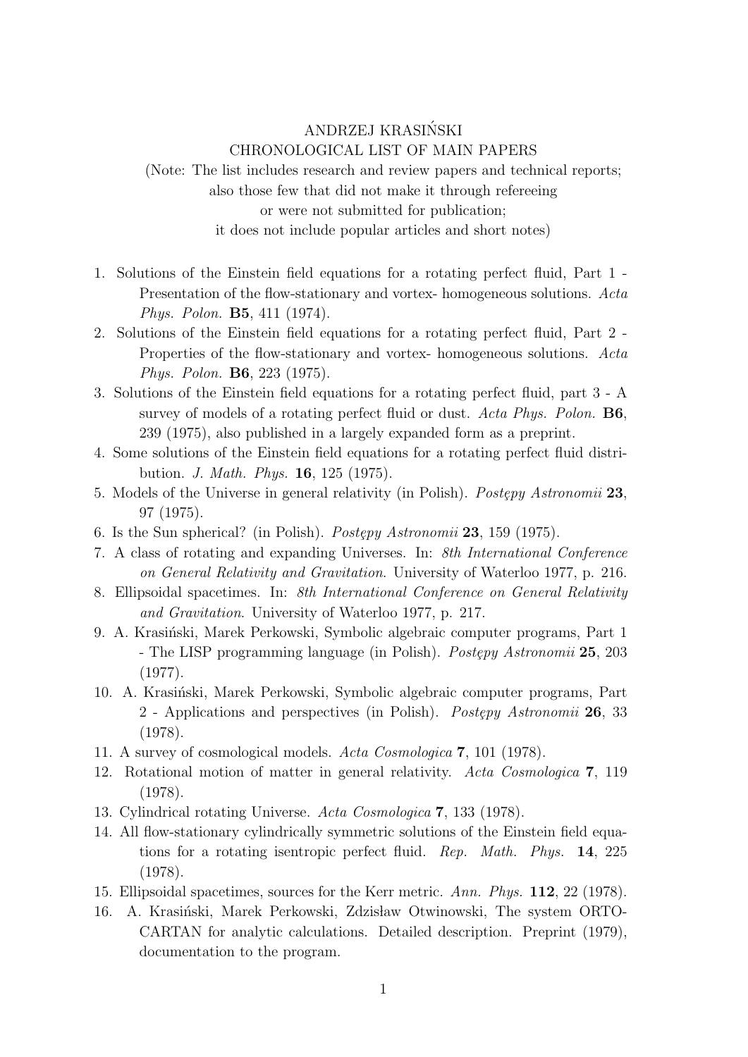# ANDRZEJ KRASIŃSKI

## CHRONOLOGICAL LIST OF MAIN PAPERS

(Note: The list includes research and review papers and technical reports; also those few that did not make it through refereeing or were not submitted for publication; it does not include popular articles and short notes)

1. Solutions of the Einstein field equations for a rotating perfect fluid, Part 1 - Presentation of the flow-stationary and vortex- homogeneous solutions. *Acta Phys. Polon.* **B5**, 411 (1974).
2. Solutions of the Einstein field equations for a rotating perfect fluid, Part 2 - Properties of the flow-stationary and vortex- homogeneous solutions. *Acta Phys. Polon.* **B6**, 223 (1975).
3. Solutions of the Einstein field equations for a rotating perfect fluid, part 3 - A survey of models of a rotating perfect fluid or dust. *Acta Phys. Polon.* **B6**, 239 (1975), also published in a largely expanded form as a preprint.
4. Some solutions of the Einstein field equations for a rotating perfect fluid distribution. *J. Math. Phys.* **16**, 125 (1975).
5. Models of the Universe in general relativity (in Polish). *Postępy Astronomii* **23**, 97 (1975).
6. Is the Sun spherical? (in Polish). *Postępy Astronomii* **23**, 159 (1975).
7. A class of rotating and expanding Universes. In: *8th International Conference on General Relativity and Gravitation*. University of Waterloo 1977, p. 216.
8. Ellipsoidal spacetimes. In: *8th International Conference on General Relativity and Gravitation*. University of Waterloo 1977, p. 217.
9. A. Krasiński, Marek Perkowski, Symbolic algebraic computer programs, Part 1 - The LISP programming language (in Polish). *Postępy Astronomii* **25**, 203 (1977).
10. A. Krasiński, Marek Perkowski, Symbolic algebraic computer programs, Part 2 - Applications and perspectives (in Polish). *Postępy Astronomii* **26**, 33 (1978).
11. A survey of cosmological models. *Acta Cosmologica* **7**, 101 (1978).
12. Rotational motion of matter in general relativity. *Acta Cosmologica* **7**, 119 (1978).
13. Cylindrical rotating Universe. *Acta Cosmologica* **7**, 133 (1978).
14. All flow-stationary cylindrically symmetric solutions of the Einstein field equations for a rotating isentropic perfect fluid. *Rep. Math. Phys.* **14**, 225 (1978).
15. Ellipsoidal spacetimes, sources for the Kerr metric. *Ann. Phys.* **112**, 22 (1978).
16. A. Krasiński, Marek Perkowski, Zdzisław Otwinowski, The system ORTOCARTAN for analytic calculations. Detailed description. Preprint (1979), documentation to the program.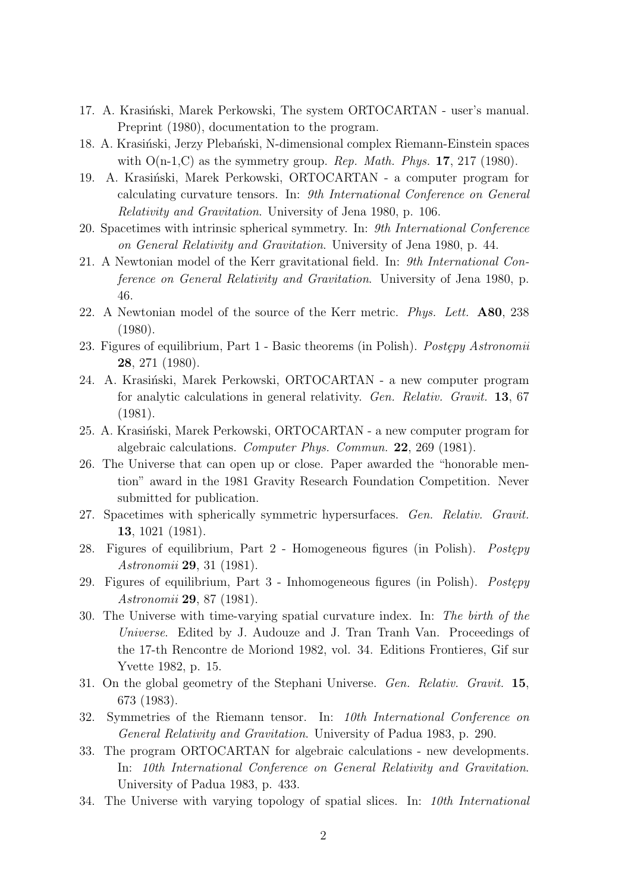17. A. Krasiński, Marek Perkowski, The system ORTOCARTAN - user's manual. Preprint (1980), documentation to the program.
18. A. Krasiński, Jerzy Plebański, N-dimensional complex Riemann-Einstein spaces with O(n-1,C) as the symmetry group. *Rep. Math. Phys.* **17**, 217 (1980).
19. A. Krasiński, Marek Perkowski, ORTOCARTAN - a computer program for calculating curvature tensors. In: *9th International Conference on General Relativity and Gravitation*. University of Jena 1980, p. 106.
20. Spacetimes with intrinsic spherical symmetry. In: *9th International Conference on General Relativity and Gravitation*. University of Jena 1980, p. 44.
21. A Newtonian model of the Kerr gravitational field. In: *9th International Conference on General Relativity and Gravitation*. University of Jena 1980, p. 46.
22. A Newtonian model of the source of the Kerr metric. *Phys. Lett.* **A80**, 238 (1980).
23. Figures of equilibrium, Part 1 - Basic theorems (in Polish). *Postępy Astronomii* **28**, 271 (1980).
24. A. Krasiński, Marek Perkowski, ORTOCARTAN - a new computer program for analytic calculations in general relativity. *Gen. Relativ. Gravit.* **13**, 67 (1981).
25. A. Krasiński, Marek Perkowski, ORTOCARTAN - a new computer program for algebraic calculations. *Computer Phys. Commun.* **22**, 269 (1981).
26. The Universe that can open up or close. Paper awarded the "honorable mention" award in the 1981 Gravity Research Foundation Competition. Never submitted for publication.
27. Spacetimes with spherically symmetric hypersurfaces. *Gen. Relativ. Gravit.* **13**, 1021 (1981).
28. Figures of equilibrium, Part 2 - Homogeneous figures (in Polish). *Postępy Astronomii* **29**, 31 (1981).
29. Figures of equilibrium, Part 3 - Inhomogeneous figures (in Polish). *Postępy Astronomii* **29**, 87 (1981).
30. The Universe with time-varying spatial curvature index. In: *The birth of the Universe*. Edited by J. Audouze and J. Tran Tranh Van. Proceedings of the 17-th Rencontre de Moriond 1982, vol. 34. Editions Frontieres, Gif sur Yvette 1982, p. 15.
31. On the global geometry of the Stephani Universe. *Gen. Relativ. Gravit.* **15**, 673 (1983).
32. Symmetries of the Riemann tensor. In: *10th International Conference on General Relativity and Gravitation*. University of Padua 1983, p. 290.
33. The program ORTOCARTAN for algebraic calculations - new developments. In: *10th International Conference on General Relativity and Gravitation*. University of Padua 1983, p. 433.
34. The Universe with varying topology of spatial slices. In: *10th International*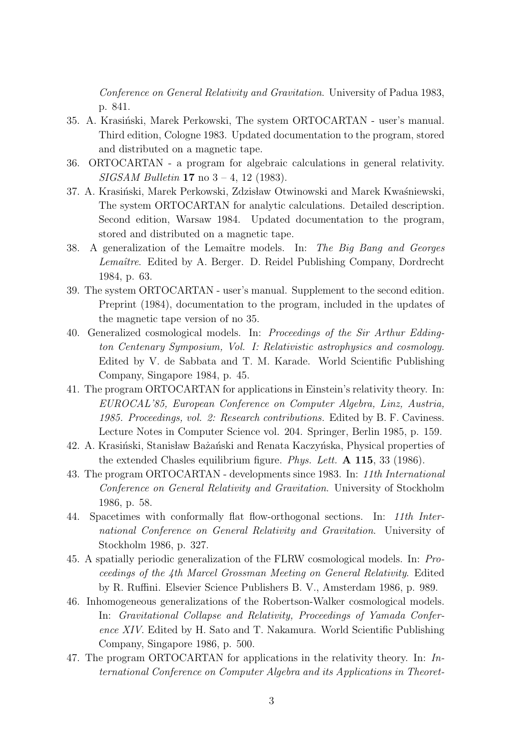*Conference on General Relativity and Gravitation*. University of Padua 1983, p. 841.

35. A. Krasiński, Marek Perkowski, The system ORTOCARTAN - user's manual. Third edition, Cologne 1983. Updated documentation to the program, stored and distributed on a magnetic tape.
36. ORTOCARTAN - a program for algebraic calculations in general relativity. *SIGSAM Bulletin* **17** no 3 – 4, 12 (1983).
37. A. Krasiński, Marek Perkowski, Zdzisław Otwinowski and Marek Kwaśniewski, The system ORTOCARTAN for analytic calculations. Detailed description. Second edition, Warsaw 1984. Updated documentation to the program, stored and distributed on a magnetic tape.
38. A generalization of the Lemaître models. In: *The Big Bang and Georges Lemaître*. Edited by A. Berger. D. Reidel Publishing Company, Dordrecht 1984, p. 63.
39. The system ORTOCARTAN - user's manual. Supplement to the second edition. Preprint (1984), documentation to the program, included in the updates of the magnetic tape version of no 35.
40. Generalized cosmological models. In: *Proceedings of the Sir Arthur Eddington Centenary Symposium, Vol. I: Relativistic astrophysics and cosmology.* Edited by V. de Sabbata and T. M. Karade. World Scientific Publishing Company, Singapore 1984, p. 45.
41. The program ORTOCARTAN for applications in Einstein's relativity theory. In: *EUROCAL'85, European Conference on Computer Algebra, Linz, Austria, 1985. Proceedings, vol. 2: Research contributions.* Edited by B. F. Caviness. Lecture Notes in Computer Science vol. 204. Springer, Berlin 1985, p. 159.
42. A. Krasiński, Stanisław Bażański and Renata Kaczyńska, Physical properties of the extended Chasles equilibrium figure. *Phys. Lett.* **A 115**, 33 (1986).
43. The program ORTOCARTAN - developments since 1983. In: *11th International Conference on General Relativity and Gravitation*. University of Stockholm 1986, p. 58.
44. Spacetimes with conformally flat flow-orthogonal sections. In: *11th International Conference on General Relativity and Gravitation*. University of Stockholm 1986, p. 327.
45. A spatially periodic generalization of the FLRW cosmological models. In: *Proceedings of the 4th Marcel Grossman Meeting on General Relativity*. Edited by R. Ruffini. Elsevier Science Publishers B. V., Amsterdam 1986, p. 989.
46. Inhomogeneous generalizations of the Robertson-Walker cosmological models. In: *Gravitational Collapse and Relativity, Proceedings of Yamada Conference XIV*. Edited by H. Sato and T. Nakamura. World Scientific Publishing Company, Singapore 1986, p. 500.
47. The program ORTOCARTAN for applications in the relativity theory. In: *International Conference on Computer Algebra and its Applications in Theoret-*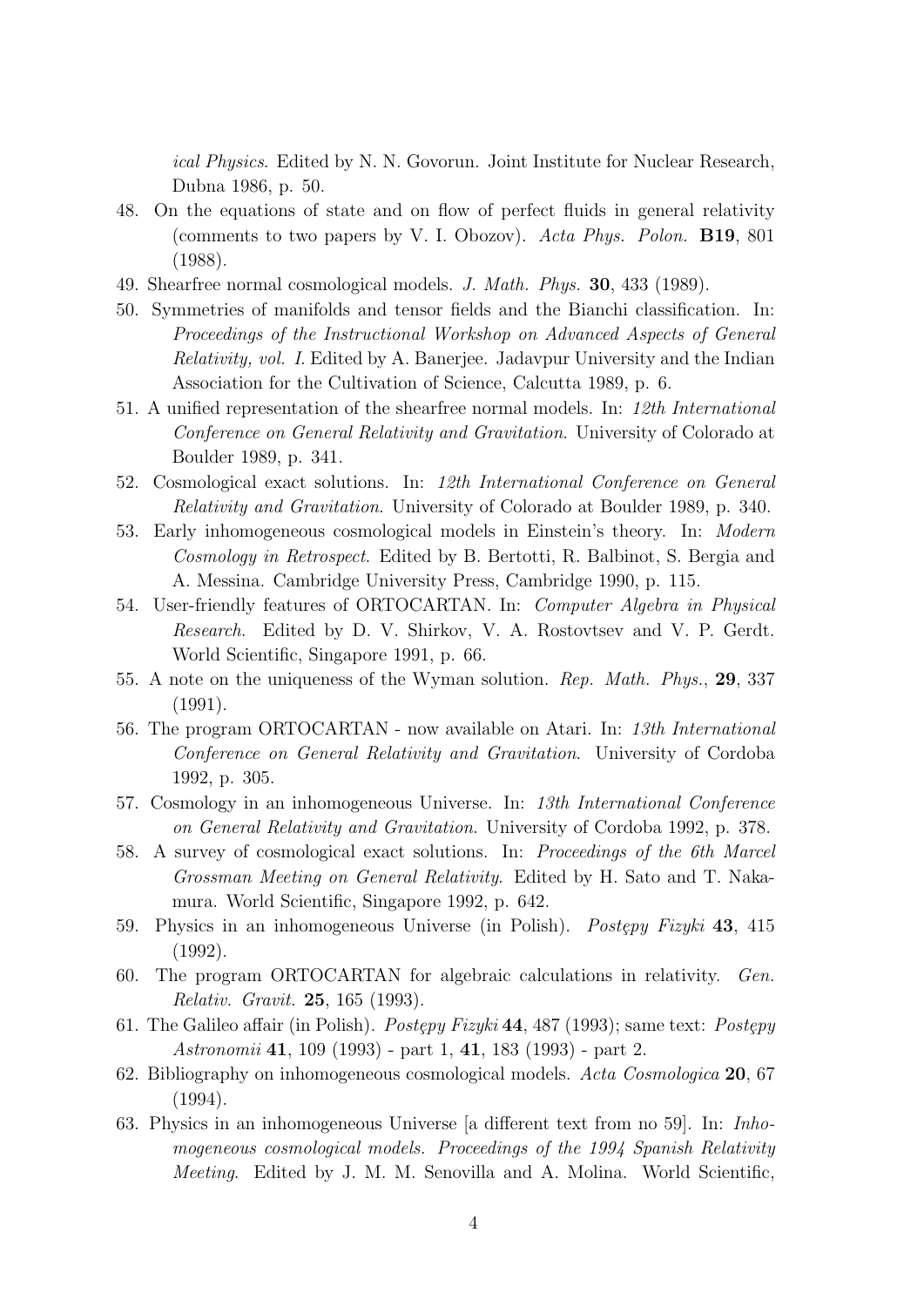*ical Physics*. Edited by N. N. Govorun. Joint Institute for Nuclear Research, Dubna 1986, p. 50.

48. On the equations of state and on flow of perfect fluids in general relativity (comments to two papers by V. I. Obozov). *Acta Phys. Polon.* **B19**, 801 (1988).
49. Shearfree normal cosmological models. *J. Math. Phys.* **30**, 433 (1989).
50. Symmetries of manifolds and tensor fields and the Bianchi classification. In: *Proceedings of the Instructional Workshop on Advanced Aspects of General Relativity, vol. I.* Edited by A. Banerjee. Jadavpur University and the Indian Association for the Cultivation of Science, Calcutta 1989, p. 6.
51. A unified representation of the shearfree normal models. In: *12th International Conference on General Relativity and Gravitation*. University of Colorado at Boulder 1989, p. 341.
52. Cosmological exact solutions. In: *12th International Conference on General Relativity and Gravitation*. University of Colorado at Boulder 1989, p. 340.
53. Early inhomogeneous cosmological models in Einstein's theory. In: *Modern Cosmology in Retrospect*. Edited by B. Bertotti, R. Balbinot, S. Bergia and A. Messina. Cambridge University Press, Cambridge 1990, p. 115.
54. User-friendly features of ORTOCARTAN. In: *Computer Algebra in Physical Research*. Edited by D. V. Shirkov, V. A. Rostovtsev and V. P. Gerdt. World Scientific, Singapore 1991, p. 66.
55. A note on the uniqueness of the Wyman solution. *Rep. Math. Phys.*, **29**, 337 (1991).
56. The program ORTOCARTAN - now available on Atari. In: *13th International Conference on General Relativity and Gravitation*. University of Cordoba 1992, p. 305.
57. Cosmology in an inhomogeneous Universe. In: *13th International Conference on General Relativity and Gravitation*. University of Cordoba 1992, p. 378.
58. A survey of cosmological exact solutions. In: *Proceedings of the 6th Marcel Grossman Meeting on General Relativity*. Edited by H. Sato and T. Nakamura. World Scientific, Singapore 1992, p. 642.
59. Physics in an inhomogeneous Universe (in Polish). *Postępy Fizyki* **43**, 415 (1992).
60. The program ORTOCARTAN for algebraic calculations in relativity. *Gen. Relativ. Gravit.* **25**, 165 (1993).
61. The Galileo affair (in Polish). *Postępy Fizyki* **44**, 487 (1993); same text: *Postępy Astronomii* **41**, 109 (1993) - part 1, **41**, 183 (1993) - part 2.
62. Bibliography on inhomogeneous cosmological models. *Acta Cosmologica* **20**, 67 (1994).
63. Physics in an inhomogeneous Universe [a different text from no 59]. In: *Inhomogeneous cosmological models. Proceedings of the 1994 Spanish Relativity Meeting*. Edited by J. M. M. Senovilla and A. Molina. World Scientific,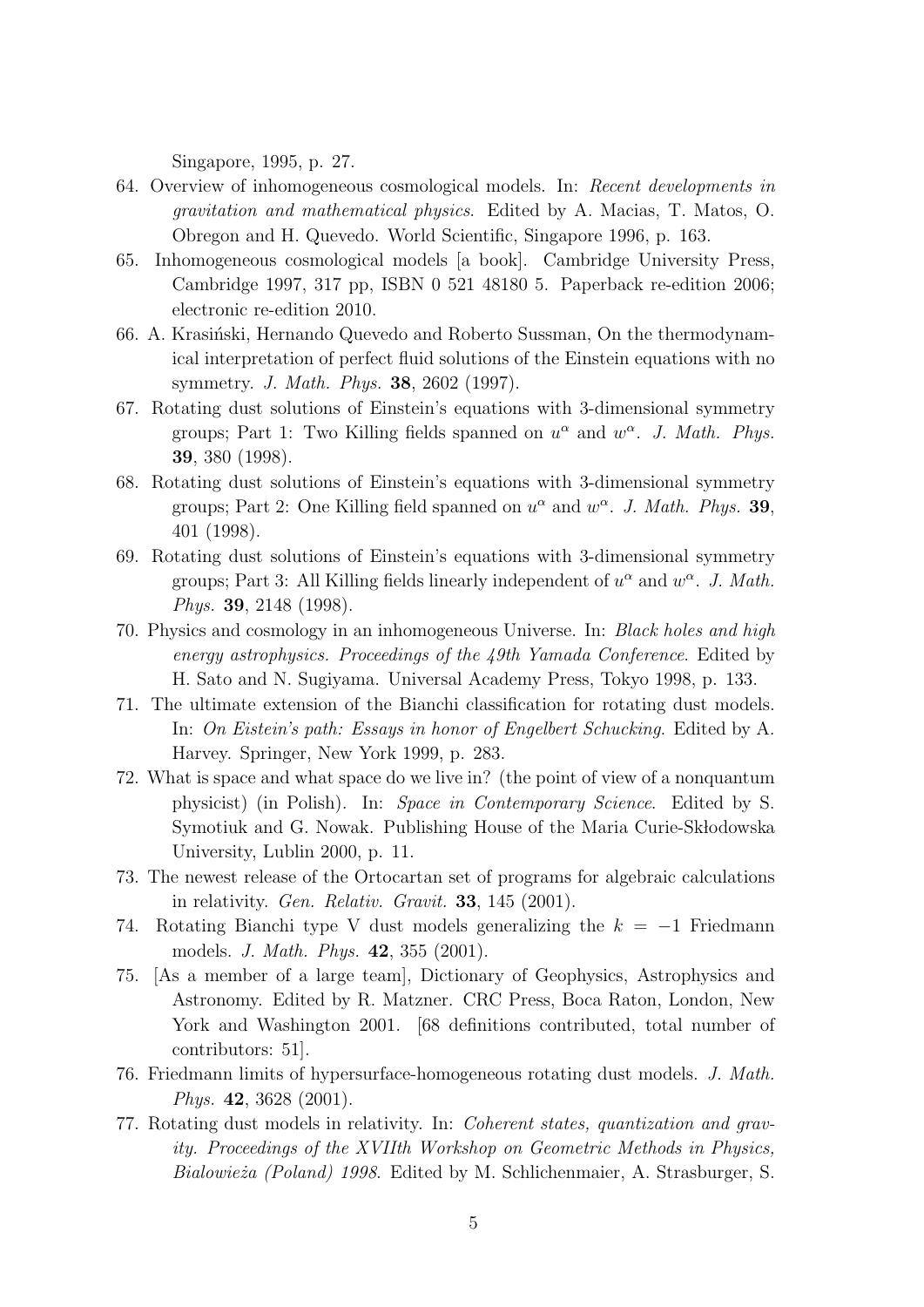Singapore, 1995, p. 27.

64. Overview of inhomogeneous cosmological models. In: *Recent developments in gravitation and mathematical physics*. Edited by A. Macias, T. Matos, O. Obregon and H. Quevedo. World Scientific, Singapore 1996, p. 163.
65. Inhomogeneous cosmological models [a book]. Cambridge University Press, Cambridge 1997, 317 pp, ISBN 0 521 48180 5. Paperback re-edition 2006; electronic re-edition 2010.
66. A. Krasiński, Hernando Quevedo and Roberto Sussman, On the thermodynamical interpretation of perfect fluid solutions of the Einstein equations with no symmetry. *J. Math. Phys.* **38**, 2602 (1997).
67. Rotating dust solutions of Einstein's equations with 3-dimensional symmetry groups; Part 1: Two Killing fields spanned on $u^\alpha$ and $w^\alpha$. *J. Math. Phys.* **39**, 380 (1998).
68. Rotating dust solutions of Einstein's equations with 3-dimensional symmetry groups; Part 2: One Killing field spanned on $u^\alpha$ and $w^\alpha$. *J. Math. Phys.* **39**, 401 (1998).
69. Rotating dust solutions of Einstein's equations with 3-dimensional symmetry groups; Part 3: All Killing fields linearly independent of $u^\alpha$ and $w^\alpha$. *J. Math. Phys.* **39**, 2148 (1998).
70. Physics and cosmology in an inhomogeneous Universe. In: *Black holes and high energy astrophysics. Proceedings of the 49th Yamada Conference*. Edited by H. Sato and N. Sugiyama. Universal Academy Press, Tokyo 1998, p. 133.
71. The ultimate extension of the Bianchi classification for rotating dust models. In: *On Eistein's path: Essays in honor of Engelbert Schucking*. Edited by A. Harvey. Springer, New York 1999, p. 283.
72. What is space and what space do we live in? (the point of view of a nonquantum physicist) (in Polish). In: *Space in Contemporary Science*. Edited by S. Symotiuk and G. Nowak. Publishing House of the Maria Curie-Skłodowska University, Lublin 2000, p. 11.
73. The newest release of the Ortocartan set of programs for algebraic calculations in relativity. *Gen. Relativ. Gravit.* **33**, 145 (2001).
74. Rotating Bianchi type V dust models generalizing the $k = -1$ Friedmann models. *J. Math. Phys.* **42**, 355 (2001).
75. [As a member of a large team], Dictionary of Geophysics, Astrophysics and Astronomy. Edited by R. Matzner. CRC Press, Boca Raton, London, New York and Washington 2001. [68 definitions contributed, total number of contributors: 51].
76. Friedmann limits of hypersurface-homogeneous rotating dust models. *J. Math. Phys.* **42**, 3628 (2001).
77. Rotating dust models in relativity. In: *Coherent states, quantization and gravity. Proceedings of the XVIIth Workshop on Geometric Methods in Physics, Bialowieża (Poland) 1998*. Edited by M. Schlichenmaier, A. Strasburger, S.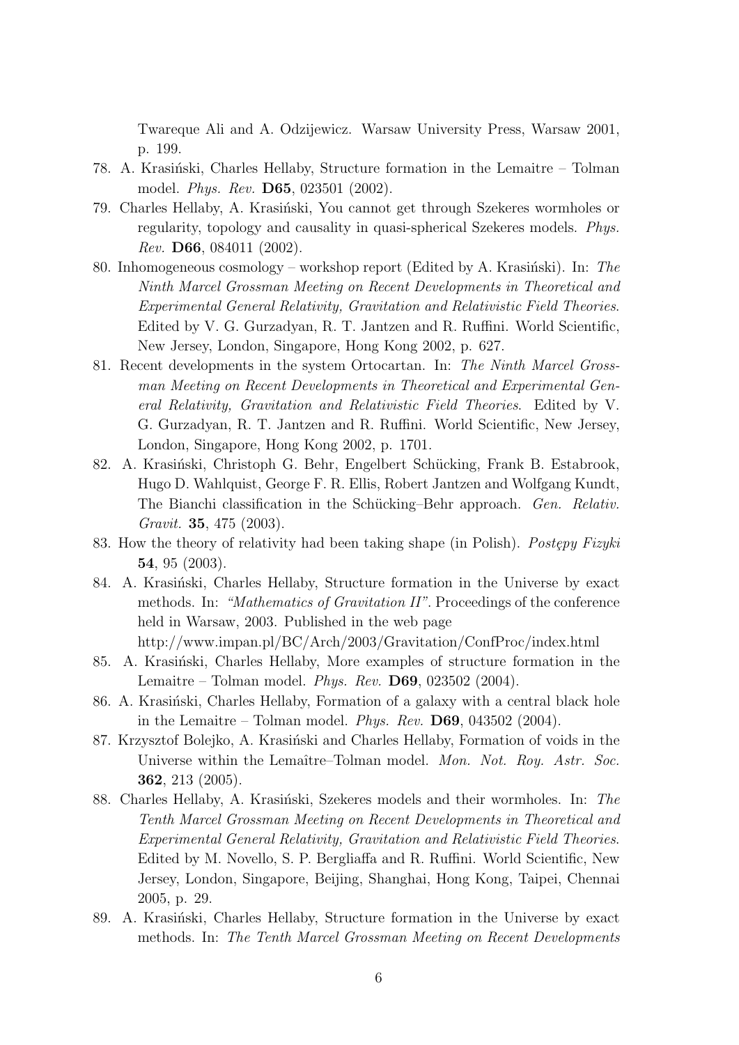Twareque Ali and A. Odzijewicz. Warsaw University Press, Warsaw 2001, p. 199.

78. A. Krasiński, Charles Hellaby, Structure formation in the Lemaitre – Tolman model. *Phys. Rev.* **D65**, 023501 (2002).
79. Charles Hellaby, A. Krasiński, You cannot get through Szekeres wormholes or regularity, topology and causality in quasi-spherical Szekeres models. *Phys. Rev.* **D66**, 084011 (2002).
80. Inhomogeneous cosmology – workshop report (Edited by A. Krasiński). In: *The Ninth Marcel Grossman Meeting on Recent Developments in Theoretical and Experimental General Relativity, Gravitation and Relativistic Field Theories*. Edited by V. G. Gurzadyan, R. T. Jantzen and R. Ruffini. World Scientific, New Jersey, London, Singapore, Hong Kong 2002, p. 627.
81. Recent developments in the system Ortocartan. In: *The Ninth Marcel Grossman Meeting on Recent Developments in Theoretical and Experimental General Relativity, Gravitation and Relativistic Field Theories*. Edited by V. G. Gurzadyan, R. T. Jantzen and R. Ruffini. World Scientific, New Jersey, London, Singapore, Hong Kong 2002, p. 1701.
82. A. Krasiński, Christoph G. Behr, Engelbert Schücking, Frank B. Estabrook, Hugo D. Wahlquist, George F. R. Ellis, Robert Jantzen and Wolfgang Kundt, The Bianchi classification in the Schücking–Behr approach. *Gen. Relativ. Gravit.* **35**, 475 (2003).
83. How the theory of relativity had been taking shape (in Polish). *Postępy Fizyki* **54**, 95 (2003).
84. A. Krasiński, Charles Hellaby, Structure formation in the Universe by exact methods. In: *"Mathematics of Gravitation II"*. Proceedings of the conference held in Warsaw, 2003. Published in the web page http://www.impan.pl/BC/Arch/2003/Gravitation/ConfProc/index.html
85. A. Krasiński, Charles Hellaby, More examples of structure formation in the Lemaitre – Tolman model. *Phys. Rev.* **D69**, 023502 (2004).
86. A. Krasiński, Charles Hellaby, Formation of a galaxy with a central black hole in the Lemaitre – Tolman model. *Phys. Rev.* **D69**, 043502 (2004).
87. Krzysztof Bolejko, A. Krasiński and Charles Hellaby, Formation of voids in the Universe within the Lemaître–Tolman model. *Mon. Not. Roy. Astr. Soc.* **362**, 213 (2005).
88. Charles Hellaby, A. Krasiński, Szekeres models and their wormholes. In: *The Tenth Marcel Grossman Meeting on Recent Developments in Theoretical and Experimental General Relativity, Gravitation and Relativistic Field Theories*. Edited by M. Novello, S. P. Bergliaffa and R. Ruffini. World Scientific, New Jersey, London, Singapore, Beijing, Shanghai, Hong Kong, Taipei, Chennai 2005, p. 29.
89. A. Krasiński, Charles Hellaby, Structure formation in the Universe by exact methods. In: *The Tenth Marcel Grossman Meeting on Recent Developments*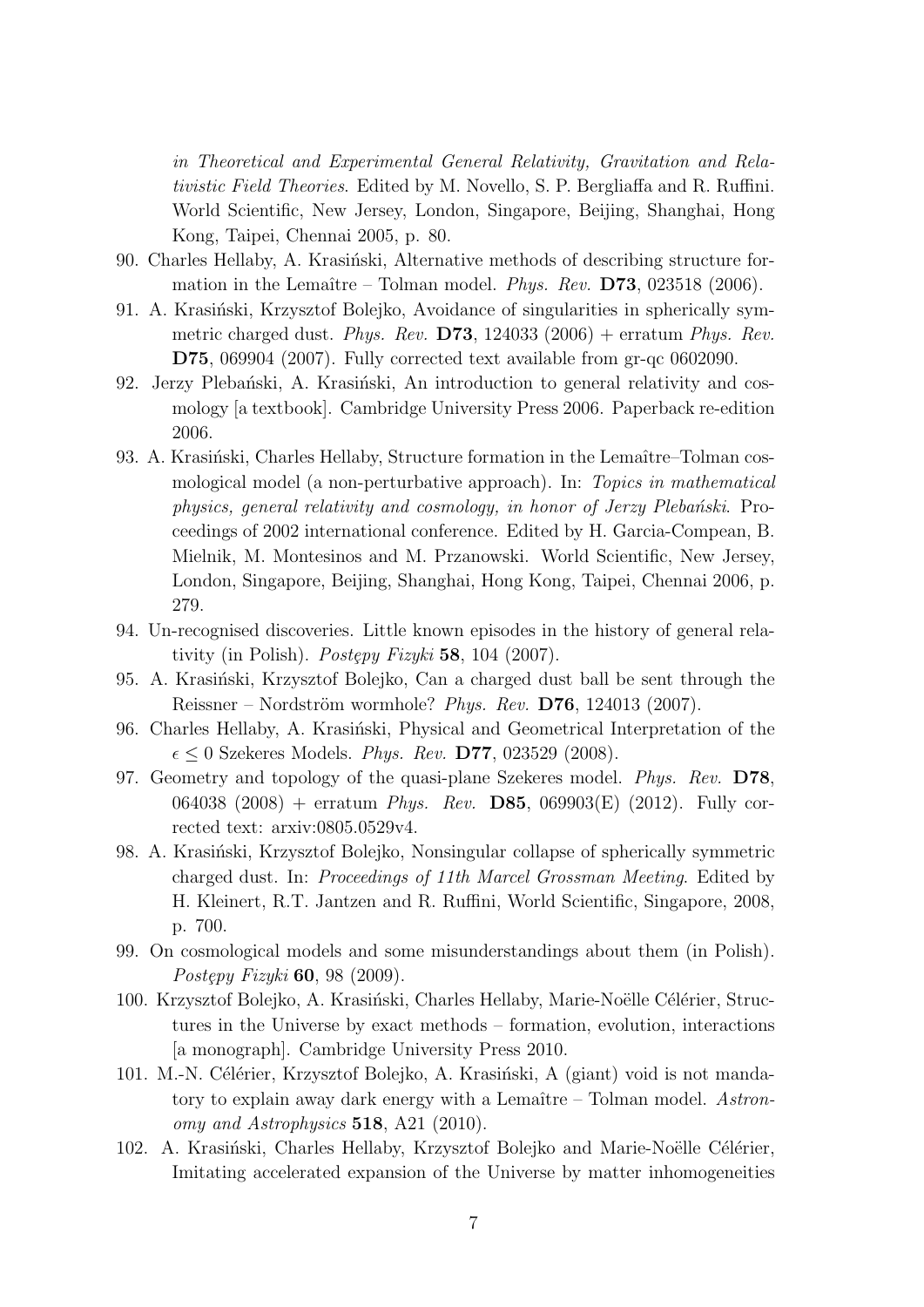*in Theoretical and Experimental General Relativity, Gravitation and Relativistic Field Theories*. Edited by M. Novello, S. P. Bergliaffa and R. Ruffini. World Scientific, New Jersey, London, Singapore, Beijing, Shanghai, Hong Kong, Taipei, Chennai 2005, p. 80.

90. Charles Hellaby, A. Krasiński, Alternative methods of describing structure formation in the Lemaître – Tolman model. *Phys. Rev.* **D73**, 023518 (2006).
91. A. Krasiński, Krzysztof Bolejko, Avoidance of singularities in spherically symmetric charged dust. *Phys. Rev.* **D73**, 124033 (2006) + erratum *Phys. Rev.* **D75**, 069904 (2007). Fully corrected text available from gr-qc 0602090.
92. Jerzy Plebański, A. Krasiński, An introduction to general relativity and cosmology [a textbook]. Cambridge University Press 2006. Paperback re-edition 2006.
93. A. Krasiński, Charles Hellaby, Structure formation in the Lemaître–Tolman cosmological model (a non-perturbative approach). In: *Topics in mathematical physics, general relativity and cosmology, in honor of Jerzy Plebański*. Proceedings of 2002 international conference. Edited by H. Garcia-Compean, B. Mielnik, M. Montesinos and M. Przanowski. World Scientific, New Jersey, London, Singapore, Beijing, Shanghai, Hong Kong, Taipei, Chennai 2006, p. 279.
94. Un-recognised discoveries. Little known episodes in the history of general relativity (in Polish). *Postępy Fizyki* **58**, 104 (2007).
95. A. Krasiński, Krzysztof Bolejko, Can a charged dust ball be sent through the Reissner – Nordström wormhole? *Phys. Rev.* **D76**, 124013 (2007).
96. Charles Hellaby, A. Krasiński, Physical and Geometrical Interpretation of the $\epsilon \leq 0$ Szekeres Models. *Phys. Rev.* **D77**, 023529 (2008).
97. Geometry and topology of the quasi-plane Szekeres model. *Phys. Rev.* **D78**, 064038 (2008) + erratum *Phys. Rev.* **D85**, 069903(E) (2012). Fully corrected text: arxiv:0805.0529v4.
98. A. Krasiński, Krzysztof Bolejko, Nonsingular collapse of spherically symmetric charged dust. In: *Proceedings of 11th Marcel Grossman Meeting*. Edited by H. Kleinert, R.T. Jantzen and R. Ruffini, World Scientific, Singapore, 2008, p. 700.
99. On cosmological models and some misunderstandings about them (in Polish). *Postępy Fizyki* **60**, 98 (2009).
100. Krzysztof Bolejko, A. Krasiński, Charles Hellaby, Marie-Noëlle Célérier, Structures in the Universe by exact methods – formation, evolution, interactions [a monograph]. Cambridge University Press 2010.
101. M.-N. Célérier, Krzysztof Bolejko, A. Krasiński, A (giant) void is not mandatory to explain away dark energy with a Lemaître – Tolman model. *Astronomy and Astrophysics* **518**, A21 (2010).
102. A. Krasiński, Charles Hellaby, Krzysztof Bolejko and Marie-Noëlle Célérier, Imitating accelerated expansion of the Universe by matter inhomogeneities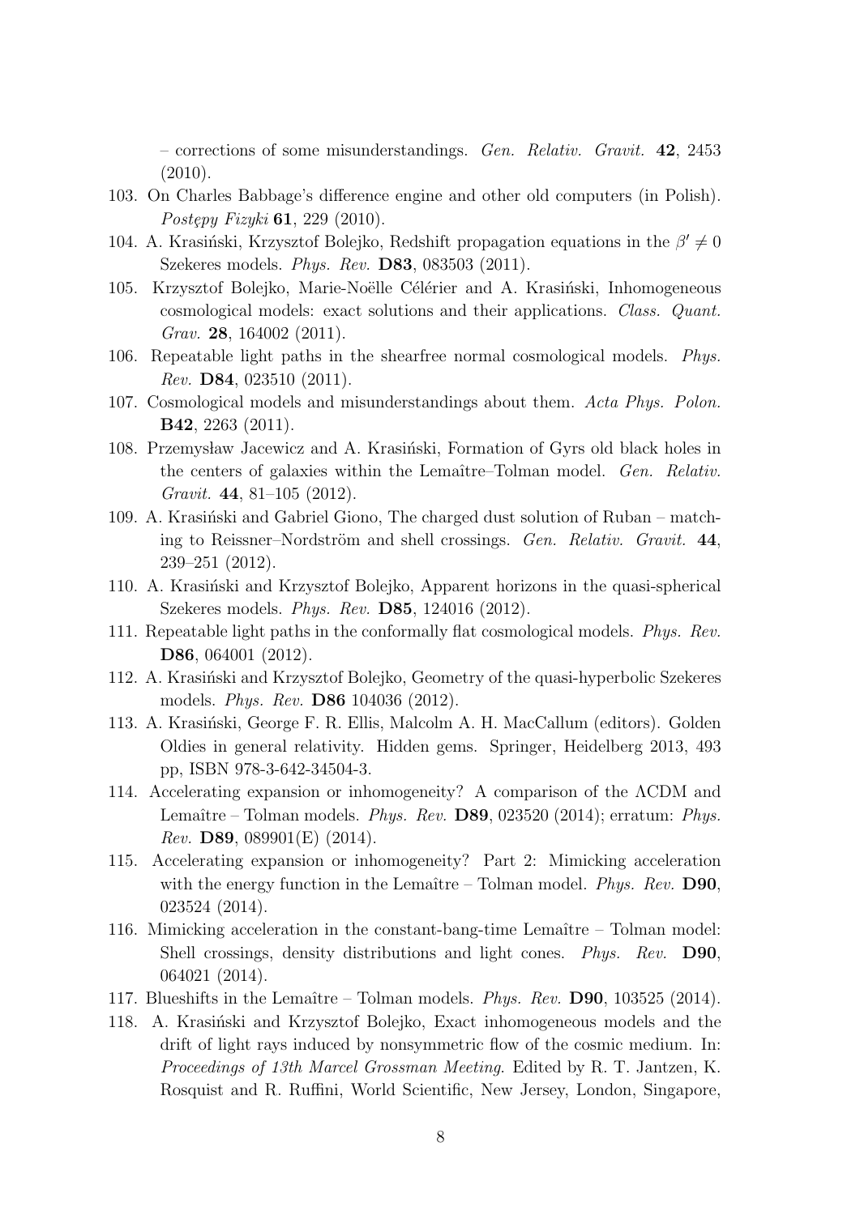– corrections of some misunderstandings. *Gen. Relativ. Gravit.* **42**, 2453 (2010).

103. On Charles Babbage's difference engine and other old computers (in Polish). *Postępy Fizyki* **61**, 229 (2010).
104. A. Krasiński, Krzysztof Bolejko, Redshift propagation equations in the $\beta' \neq 0$ Szekeres models. *Phys. Rev.* **D83**, 083503 (2011).
105. Krzysztof Bolejko, Marie-Noëlle Célérier and A. Krasiński, Inhomogeneous cosmological models: exact solutions and their applications. *Class. Quant. Grav.* **28**, 164002 (2011).
106. Repeatable light paths in the shearfree normal cosmological models. *Phys. Rev.* **D84**, 023510 (2011).
107. Cosmological models and misunderstandings about them. *Acta Phys. Polon.* **B42**, 2263 (2011).
108. Przemysław Jacewicz and A. Krasiński, Formation of Gyrs old black holes in the centers of galaxies within the Lemaître–Tolman model. *Gen. Relativ. Gravit.* **44**, 81–105 (2012).
109. A. Krasiński and Gabriel Giono, The charged dust solution of Ruban – matching to Reissner–Nordström and shell crossings. *Gen. Relativ. Gravit.* **44**, 239–251 (2012).
110. A. Krasiński and Krzysztof Bolejko, Apparent horizons in the quasi-spherical Szekeres models. *Phys. Rev.* **D85**, 124016 (2012).
111. Repeatable light paths in the conformally flat cosmological models. *Phys. Rev.* **D86**, 064001 (2012).
112. A. Krasiński and Krzysztof Bolejko, Geometry of the quasi-hyperbolic Szekeres models. *Phys. Rev.* **D86** 104036 (2012).
113. A. Krasiński, George F. R. Ellis, Malcolm A. H. MacCallum (editors). Golden Oldies in general relativity. Hidden gems. Springer, Heidelberg 2013, 493 pp, ISBN 978-3-642-34504-3.
114. Accelerating expansion or inhomogeneity? A comparison of the ΛCDM and Lemaître – Tolman models. *Phys. Rev.* **D89**, 023520 (2014); erratum: *Phys. Rev.* **D89**, 089901(E) (2014).
115. Accelerating expansion or inhomogeneity? Part 2: Mimicking acceleration with the energy function in the Lemaître – Tolman model. *Phys. Rev.* **D90**, 023524 (2014).
116. Mimicking acceleration in the constant-bang-time Lemaître – Tolman model: Shell crossings, density distributions and light cones. *Phys. Rev.* **D90**, 064021 (2014).
117. Blueshifts in the Lemaître – Tolman models. *Phys. Rev.* **D90**, 103525 (2014).
118. A. Krasiński and Krzysztof Bolejko, Exact inhomogeneous models and the drift of light rays induced by nonsymmetric flow of the cosmic medium. In: *Proceedings of 13th Marcel Grossman Meeting*. Edited by R. T. Jantzen, K. Rosquist and R. Ruffini, World Scientific, New Jersey, London, Singapore,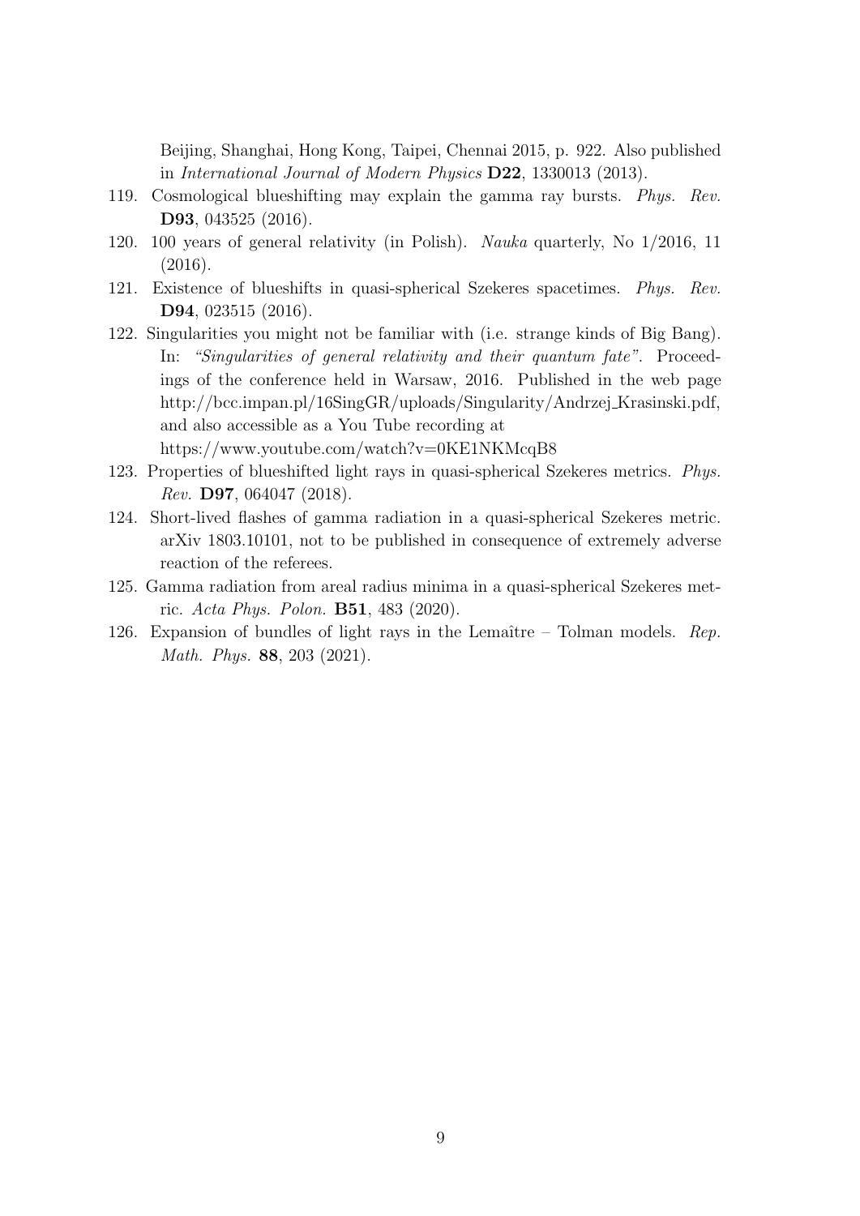Beijing, Shanghai, Hong Kong, Taipei, Chennai 2015, p. 922. Also published in *International Journal of Modern Physics* **D22**, 1330013 (2013).

119. Cosmological blueshifting may explain the gamma ray bursts. *Phys. Rev.* **D93**, 043525 (2016).
120. 100 years of general relativity (in Polish). *Nauka* quarterly, No 1/2016, 11 (2016).
121. Existence of blueshifts in quasi-spherical Szekeres spacetimes. *Phys. Rev.* **D94**, 023515 (2016).
122. Singularities you might not be familiar with (i.e. strange kinds of Big Bang). In: *"Singularities of general relativity and their quantum fate"*. Proceedings of the conference held in Warsaw, 2016. Published in the web page http://bcc.impan.pl/16SingGR/uploads/Singularity/Andrzej_Krasinski.pdf, and also accessible as a You Tube recording at https://www.youtube.com/watch?v=0KE1NKMcqB8
123. Properties of blueshifted light rays in quasi-spherical Szekeres metrics. *Phys. Rev.* **D97**, 064047 (2018).
124. Short-lived flashes of gamma radiation in a quasi-spherical Szekeres metric. arXiv 1803.10101, not to be published in consequence of extremely adverse reaction of the referees.
125. Gamma radiation from areal radius minima in a quasi-spherical Szekeres metric. *Acta Phys. Polon.* **B51**, 483 (2020).
126. Expansion of bundles of light rays in the Lemaître – Tolman models. *Rep. Math. Phys.* **88**, 203 (2021).